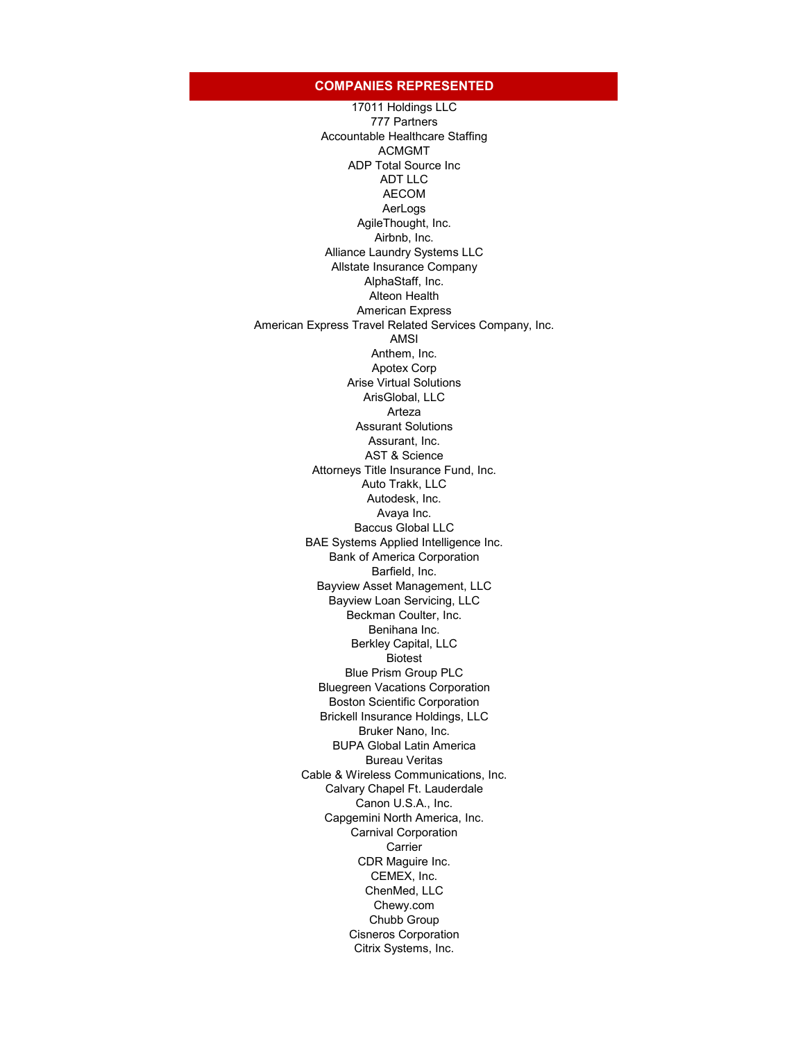## COMPANIES REPRESENTED

17011 Holdings LLC
777 Partners
Accountable Healthcare Staffing
ACMGMT
ADP Total Source Inc
ADT LLC
AECOM
AerLogs
AgileThought, Inc.
Airbnb, Inc.
Alliance Laundry Systems LLC
Allstate Insurance Company
AlphaStaff, Inc.
Alteon Health
American Express
American Express Travel Related Services Company, Inc.
AMSI
Anthem, Inc.
Apotex Corp
Arise Virtual Solutions
ArisGlobal, LLC
Arteza
Assurant Solutions
Assurant, Inc.
AST & Science
Attorneys Title Insurance Fund, Inc.
Auto Trakk, LLC
Autodesk, Inc.
Avaya Inc.
Baccus Global LLC
BAE Systems Applied Intelligence Inc.
Bank of America Corporation
Barfield, Inc.
Bayview Asset Management, LLC
Bayview Loan Servicing, LLC
Beckman Coulter, Inc.
Benihana Inc.
Berkley Capital, LLC
Biotest
Blue Prism Group PLC
Bluegreen Vacations Corporation
Boston Scientific Corporation
Brickell Insurance Holdings, LLC
Bruker Nano, Inc.
BUPA Global Latin America
Bureau Veritas
Cable & Wireless Communications, Inc.
Calvary Chapel Ft. Lauderdale
Canon U.S.A., Inc.
Capgemini North America, Inc.
Carnival Corporation
Carrier
CDR Maguire Inc.
CEMEX, Inc.
ChenMed, LLC
Chewy.com
Chubb Group
Cisneros Corporation
Citrix Systems, Inc.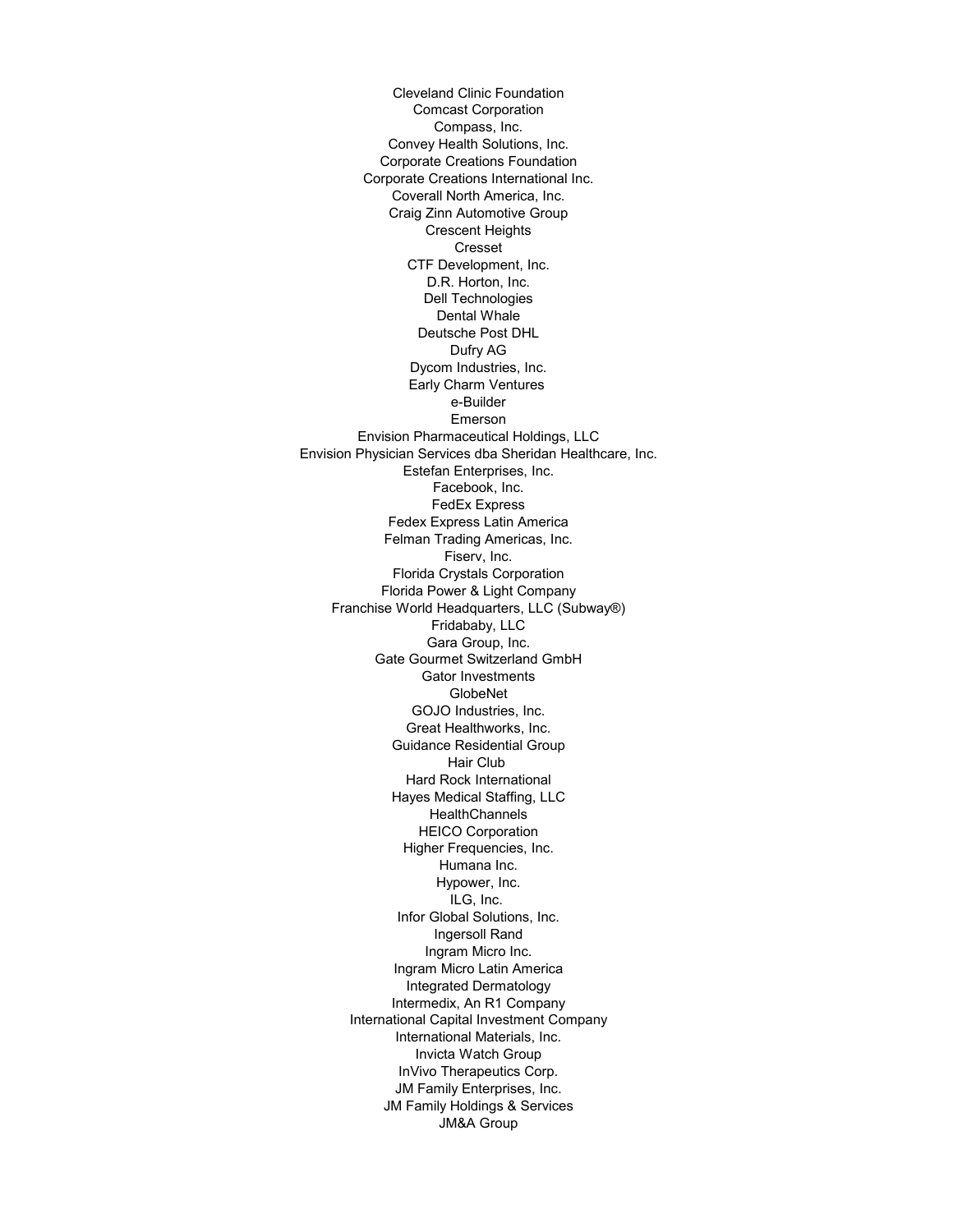Cleveland Clinic Foundation
Comcast Corporation
Compass, Inc.
Convey Health Solutions, Inc.
Corporate Creations Foundation
Corporate Creations International Inc.
Coverall North America, Inc.
Craig Zinn Automotive Group
Crescent Heights
Cresset
CTF Development, Inc.
D.R. Horton, Inc.
Dell Technologies
Dental Whale
Deutsche Post DHL
Dufry AG
Dycom Industries, Inc.
Early Charm Ventures
e-Builder
Emerson
Envision Pharmaceutical Holdings, LLC
Envision Physician Services dba Sheridan Healthcare, Inc.
Estefan Enterprises, Inc.
Facebook, Inc.
FedEx Express
Fedex Express Latin America
Felman Trading Americas, Inc.
Fiserv, Inc.
Florida Crystals Corporation
Florida Power & Light Company
Franchise World Headquarters, LLC (Subway®)
Fridababy, LLC
Gara Group, Inc.
Gate Gourmet Switzerland GmbH
Gator Investments
GlobeNet
GOJO Industries, Inc.
Great Healthworks, Inc.
Guidance Residential Group
Hair Club
Hard Rock International
Hayes Medical Staffing, LLC
HealthChannels
HEICO Corporation
Higher Frequencies, Inc.
Humana Inc.
Hypower, Inc.
ILG, Inc.
Infor Global Solutions, Inc.
Ingersoll Rand
Ingram Micro Inc.
Ingram Micro Latin America
Integrated Dermatology
Intermedix, An R1 Company
International Capital Investment Company
International Materials, Inc.
Invicta Watch Group
InVivo Therapeutics Corp.
JM Family Enterprises, Inc.
JM Family Holdings & Services
JM&A Group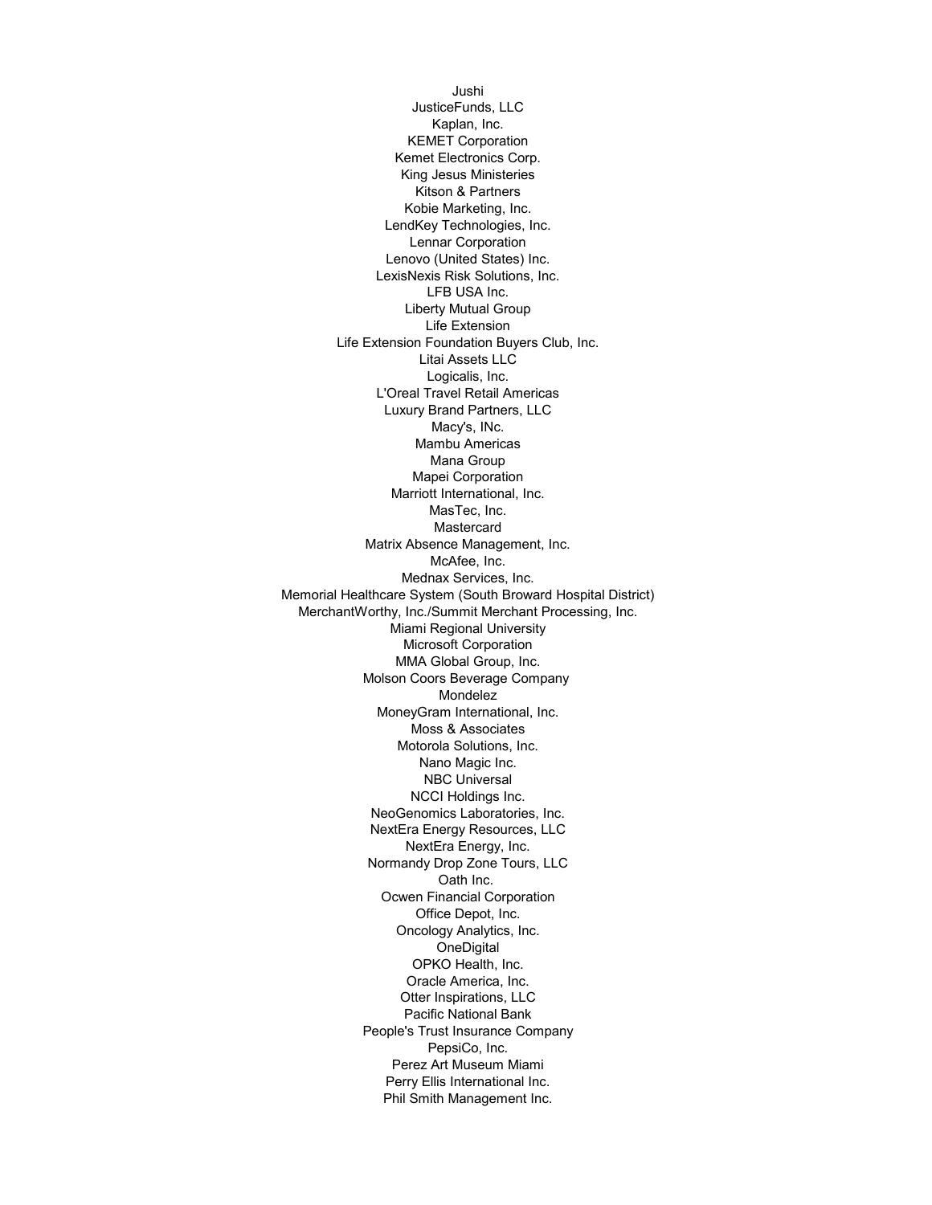Jushi
JusticeFunds, LLC
Kaplan, Inc.
KEMET Corporation
Kemet Electronics Corp.
King Jesus Ministeries
Kitson & Partners
Kobie Marketing, Inc.
LendKey Technologies, Inc.
Lennar Corporation
Lenovo (United States) Inc.
LexisNexis Risk Solutions, Inc.
LFB USA Inc.
Liberty Mutual Group
Life Extension
Life Extension Foundation Buyers Club, Inc.
Litai Assets LLC
Logicalis, Inc.
L'Oreal Travel Retail Americas
Luxury Brand Partners, LLC
Macy's, INc.
Mambu Americas
Mana Group
Mapei Corporation
Marriott International, Inc.
MasTec, Inc.
Mastercard
Matrix Absence Management, Inc.
McAfee, Inc.
Mednax Services, Inc.
Memorial Healthcare System (South Broward Hospital District)
MerchantWorthy, Inc./Summit Merchant Processing, Inc.
Miami Regional University
Microsoft Corporation
MMA Global Group, Inc.
Molson Coors Beverage Company
Mondelez
MoneyGram International, Inc.
Moss & Associates
Motorola Solutions, Inc.
Nano Magic Inc.
NBC Universal
NCCI Holdings Inc.
NeoGenomics Laboratories, Inc.
NextEra Energy Resources, LLC
NextEra Energy, Inc.
Normandy Drop Zone Tours, LLC
Oath Inc.
Ocwen Financial Corporation
Office Depot, Inc.
Oncology Analytics, Inc.
OneDigital
OPKO Health, Inc.
Oracle America, Inc.
Otter Inspirations, LLC
Pacific National Bank
People's Trust Insurance Company
PepsiCo, Inc.
Perez Art Museum Miami
Perry Ellis International Inc.
Phil Smith Management Inc.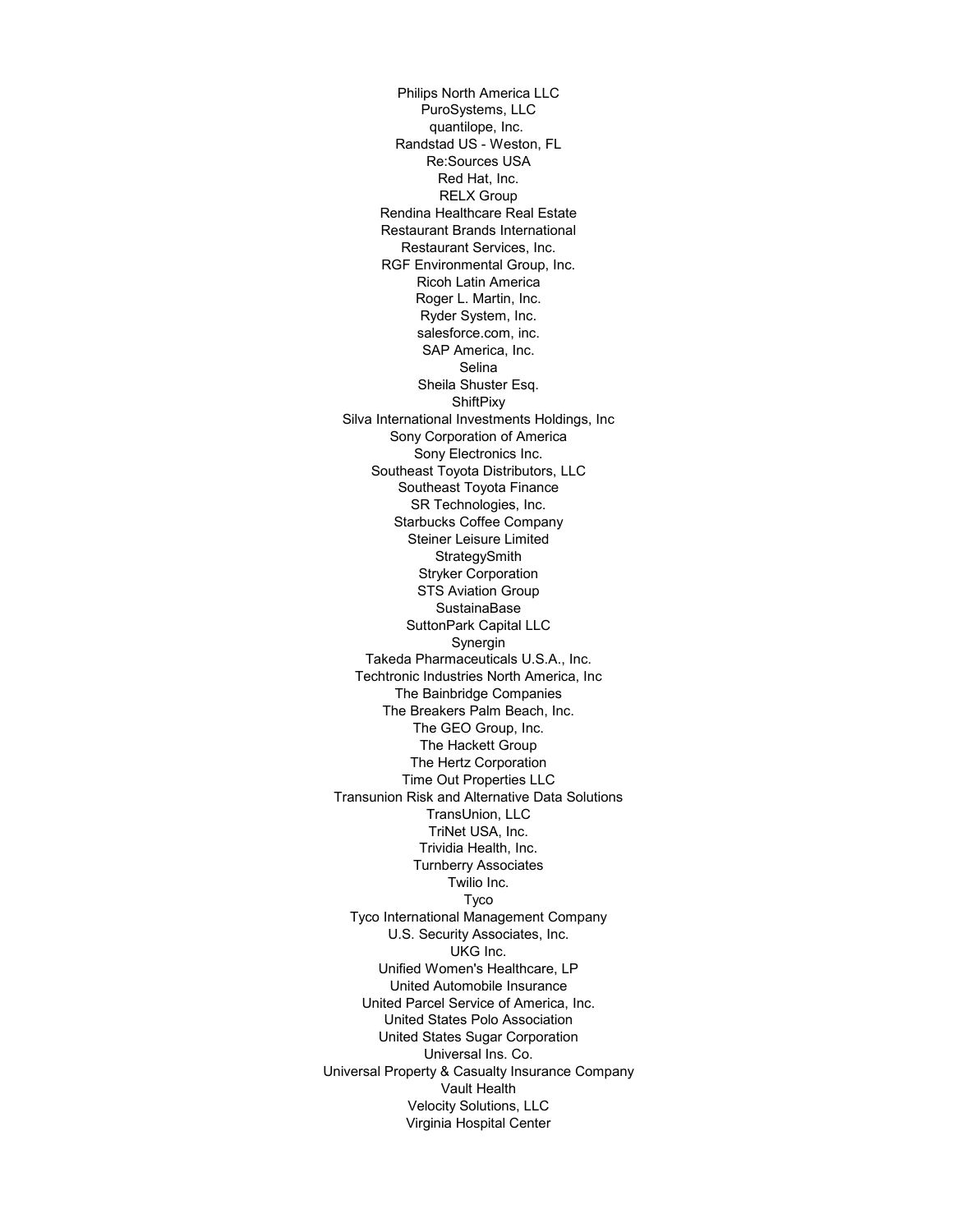Philips North America LLC
PuroSystems, LLC
quantilope, Inc.
Randstad US - Weston, FL
Re:Sources USA
Red Hat, Inc.
RELX Group
Rendina Healthcare Real Estate
Restaurant Brands International
Restaurant Services, Inc.
RGF Environmental Group, Inc.
Ricoh Latin America
Roger L. Martin, Inc.
Ryder System, Inc.
salesforce.com, inc.
SAP America, Inc.
Selina
Sheila Shuster Esq.
ShiftPixy
Silva International Investments Holdings, Inc
Sony Corporation of America
Sony Electronics Inc.
Southeast Toyota Distributors, LLC
Southeast Toyota Finance
SR Technologies, Inc.
Starbucks Coffee Company
Steiner Leisure Limited
StrategySmith
Stryker Corporation
STS Aviation Group
SustainaBase
SuttonPark Capital LLC
Synergin
Takeda Pharmaceuticals U.S.A., Inc.
Techtronic Industries North America, Inc
The Bainbridge Companies
The Breakers Palm Beach, Inc.
The GEO Group, Inc.
The Hackett Group
The Hertz Corporation
Time Out Properties LLC
Transunion Risk and Alternative Data Solutions
TransUnion, LLC
TriNet USA, Inc.
Trividia Health, Inc.
Turnberry Associates
Twilio Inc.
Tyco
Tyco International Management Company
U.S. Security Associates, Inc.
UKG Inc.
Unified Women's Healthcare, LP
United Automobile Insurance
United Parcel Service of America, Inc.
United States Polo Association
United States Sugar Corporation
Universal Ins. Co.
Universal Property & Casualty Insurance Company
Vault Health
Velocity Solutions, LLC
Virginia Hospital Center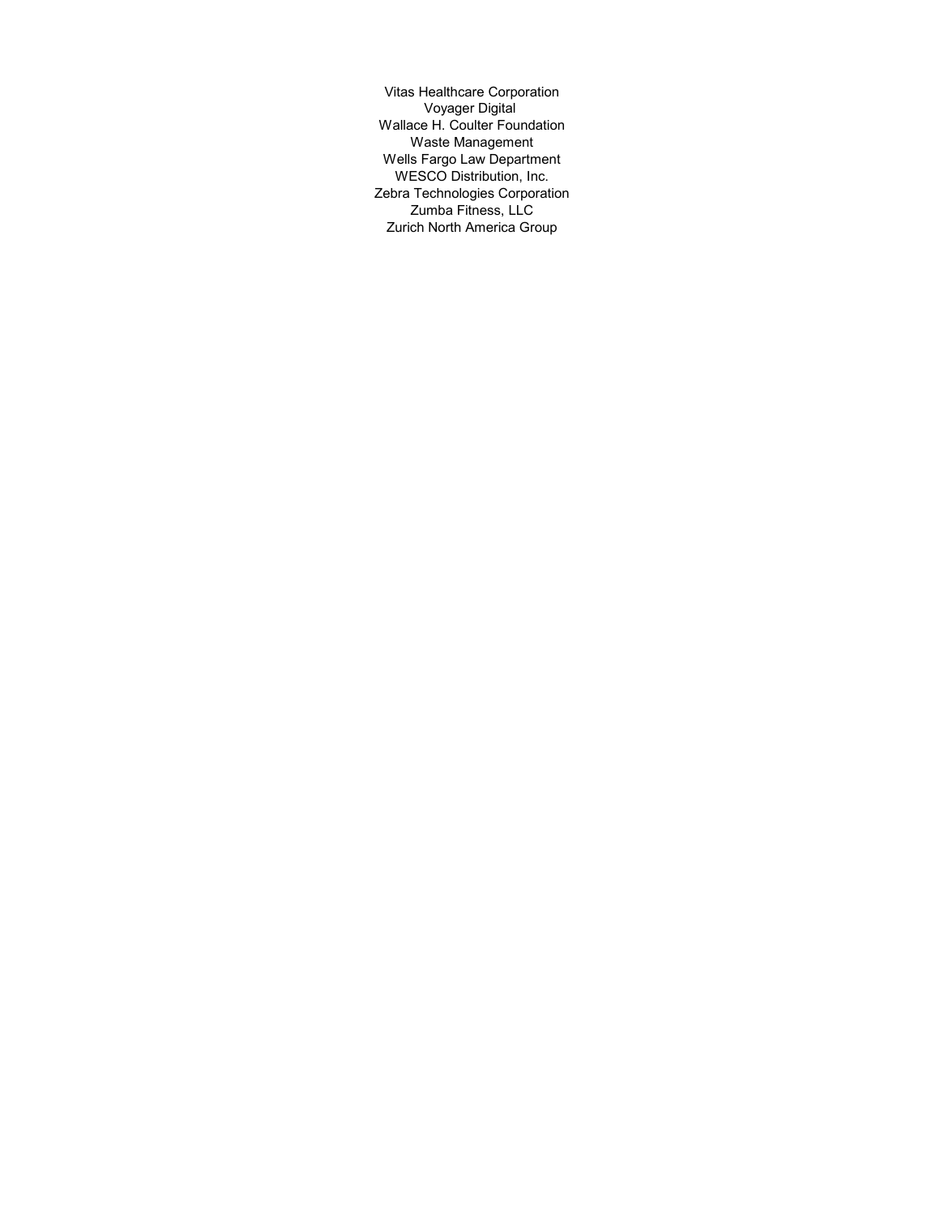Vitas Healthcare Corporation
Voyager Digital
Wallace H. Coulter Foundation
Waste Management
Wells Fargo Law Department
WESCO Distribution, Inc.
Zebra Technologies Corporation
Zumba Fitness, LLC
Zurich North America Group